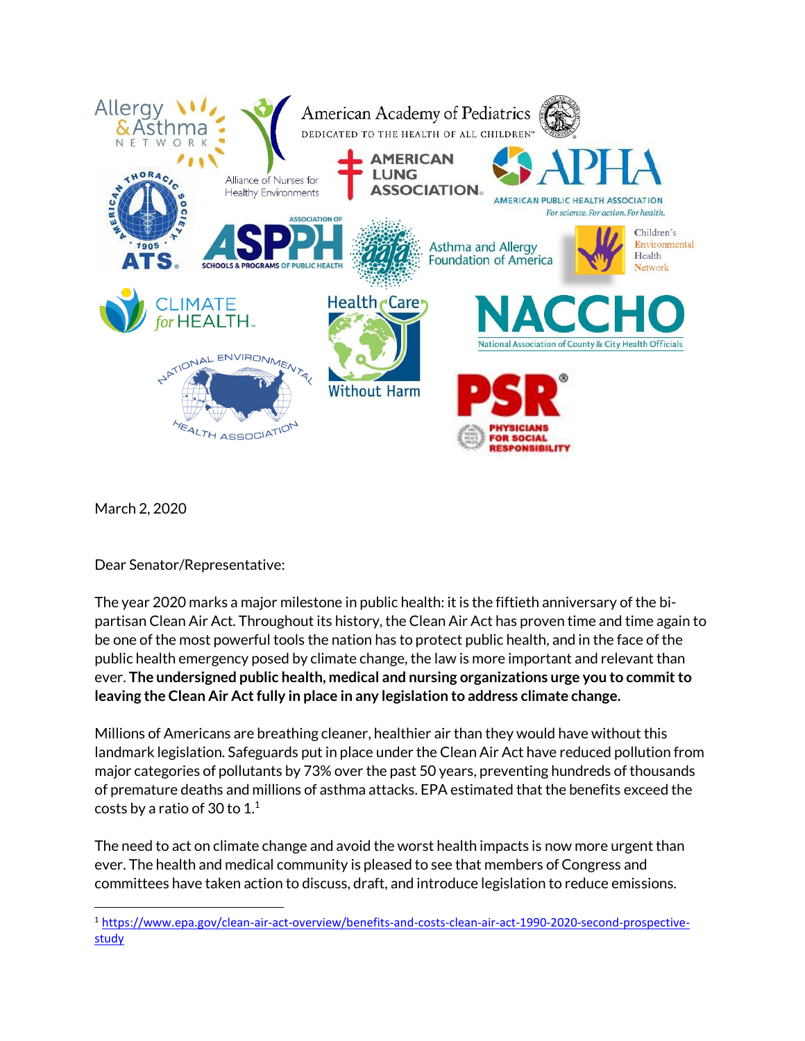March 2, 2020

Dear Senator/Representative:

The year 2020 marks a major milestone in public health: it is the fiftieth anniversary of the bi-partisan Clean Air Act. Throughout its history, the Clean Air Act has proven time and time again to be one of the most powerful tools the nation has to protect public health, and in the face of the public health emergency posed by climate change, the law is more important and relevant than ever. **The undersigned public health, medical and nursing organizations urge you to commit to leaving the Clean Air Act fully in place in any legislation to address climate change.**

Millions of Americans are breathing cleaner, healthier air than they would have without this landmark legislation. Safeguards put in place under the Clean Air Act have reduced pollution from major categories of pollutants by 73% over the past 50 years, preventing hundreds of thousands of premature deaths and millions of asthma attacks. EPA estimated that the benefits exceed the costs by a ratio of 30 to 1.[1]

The need to act on climate change and avoid the worst health impacts is now more urgent than ever. The health and medical community is pleased to see that members of Congress and committees have taken action to discuss, draft, and introduce legislation to reduce emissions.

---

[1] https://www.epa.gov/clean-air-act-overview/benefits-and-costs-clean-air-act-1990-2020-second-prospective-study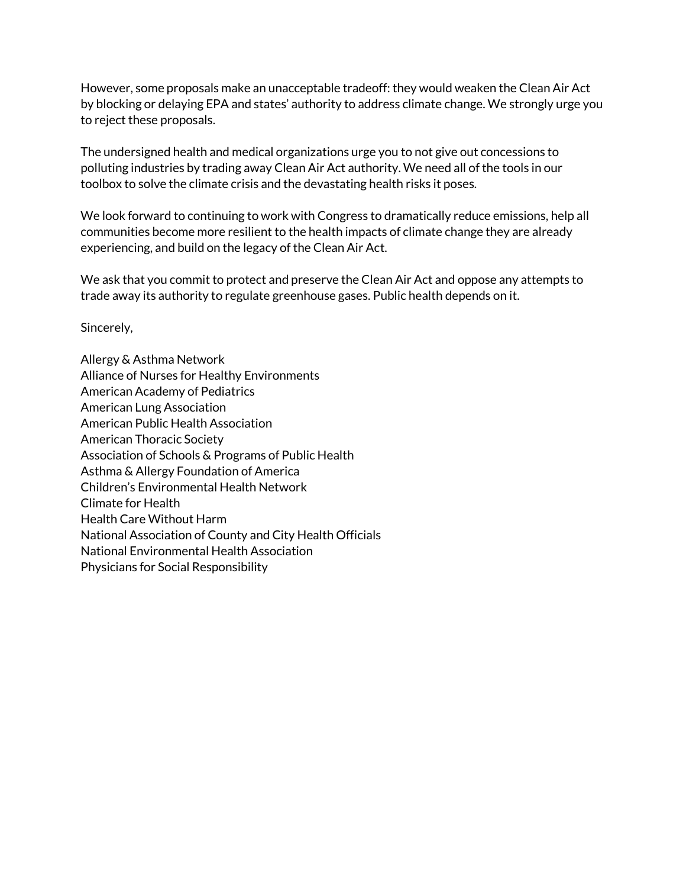However, some proposals make an unacceptable tradeoff: they would weaken the Clean Air Act by blocking or delaying EPA and states' authority to address climate change. We strongly urge you to reject these proposals.

The undersigned health and medical organizations urge you to not give out concessions to polluting industries by trading away Clean Air Act authority. We need all of the tools in our toolbox to solve the climate crisis and the devastating health risks it poses.

We look forward to continuing to work with Congress to dramatically reduce emissions, help all communities become more resilient to the health impacts of climate change they are already experiencing, and build on the legacy of the Clean Air Act.

We ask that you commit to protect and preserve the Clean Air Act and oppose any attempts to trade away its authority to regulate greenhouse gases. Public health depends on it.

Sincerely,

Allergy & Asthma Network
Alliance of Nurses for Healthy Environments
American Academy of Pediatrics
American Lung Association
American Public Health Association
American Thoracic Society
Association of Schools & Programs of Public Health
Asthma & Allergy Foundation of America
Children's Environmental Health Network
Climate for Health
Health Care Without Harm
National Association of County and City Health Officials
National Environmental Health Association
Physicians for Social Responsibility